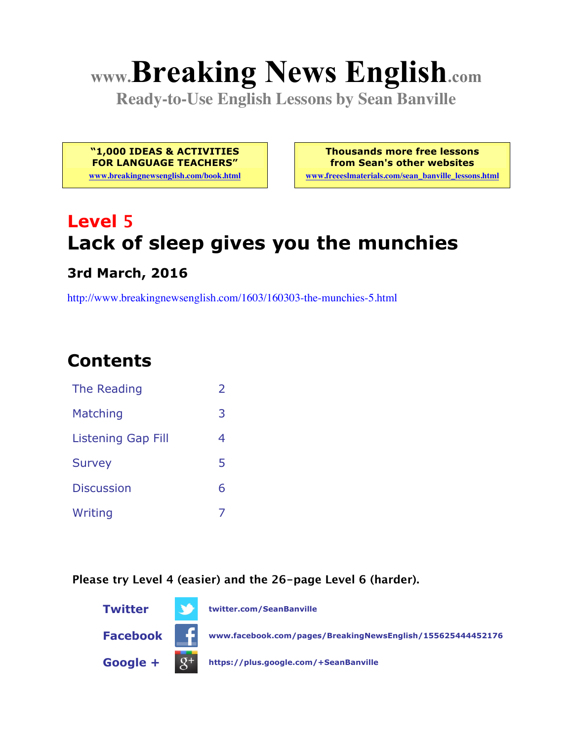# www.Breaking News English.com

**Ready-to-Use English Lessons by Sean Banville**

**"1,000 IDEAS & ACTIVITIES FOR LANGUAGE TEACHERS"**
www.breakingnewsenglish.com/book.html

**Thousands more free lessons from Sean's other websites**
www.freeeslmaterials.com/sean_banville_lessons.html

## Level 5

## Lack of sleep gives you the munchies

### 3rd March, 2016

http://www.breakingnewsenglish.com/1603/160303-the-munchies-5.html

## Contents

| | |
|---|---|
| The Reading | 2 |
| Matching | 3 |
| Listening Gap Fill | 4 |
| Survey | 5 |
| Discussion | 6 |
| Writing | 7 |

**Please try Level 4 (easier) and the 26-page Level 6 (harder).**

**Twitter** twitter.com/SeanBanville

**Facebook** www.facebook.com/pages/BreakingNewsEnglish/155625444452176

**Google +** https://plus.google.com/+SeanBanville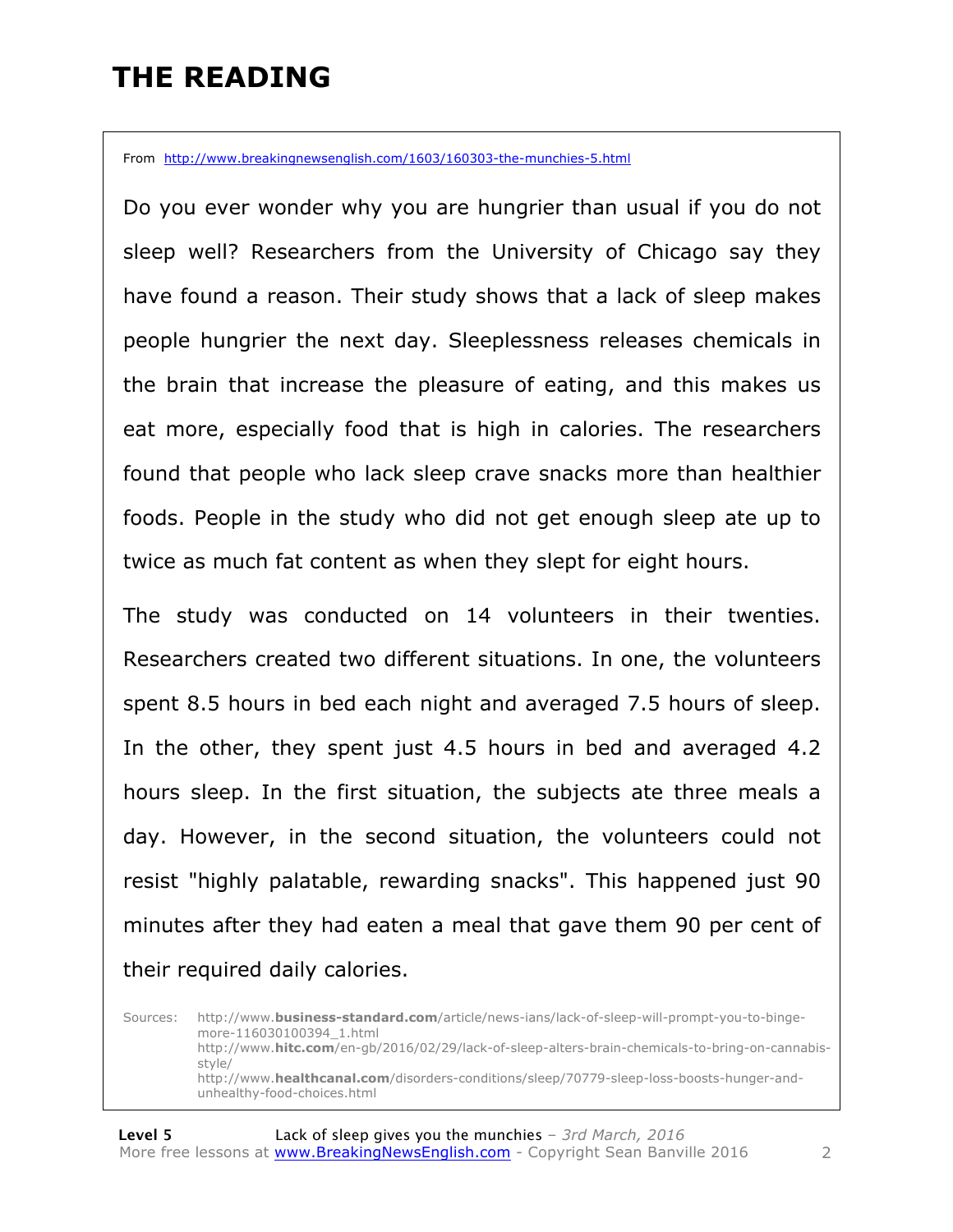# THE READING

From http://www.breakingnewsenglish.com/1603/160303-the-munchies-5.html

Do you ever wonder why you are hungrier than usual if you do not sleep well? Researchers from the University of Chicago say they have found a reason. Their study shows that a lack of sleep makes people hungrier the next day. Sleeplessness releases chemicals in the brain that increase the pleasure of eating, and this makes us eat more, especially food that is high in calories. The researchers found that people who lack sleep crave snacks more than healthier foods. People in the study who did not get enough sleep ate up to twice as much fat content as when they slept for eight hours.

The study was conducted on 14 volunteers in their twenties. Researchers created two different situations. In one, the volunteers spent 8.5 hours in bed each night and averaged 7.5 hours of sleep. In the other, they spent just 4.5 hours in bed and averaged 4.2 hours sleep. In the first situation, the subjects ate three meals a day. However, in the second situation, the volunteers could not resist "highly palatable, rewarding snacks". This happened just 90 minutes after they had eaten a meal that gave them 90 per cent of their required daily calories.

Sources: http://www.business-standard.com/article/news-ians/lack-of-sleep-will-prompt-you-to-binge-more-116030100394_1.html
http://www.hitc.com/en-gb/2016/02/29/lack-of-sleep-alters-brain-chemicals-to-bring-on-cannabis-style/
http://www.healthcanal.com/disorders-conditions/sleep/70779-sleep-loss-boosts-hunger-and-unhealthy-food-choices.html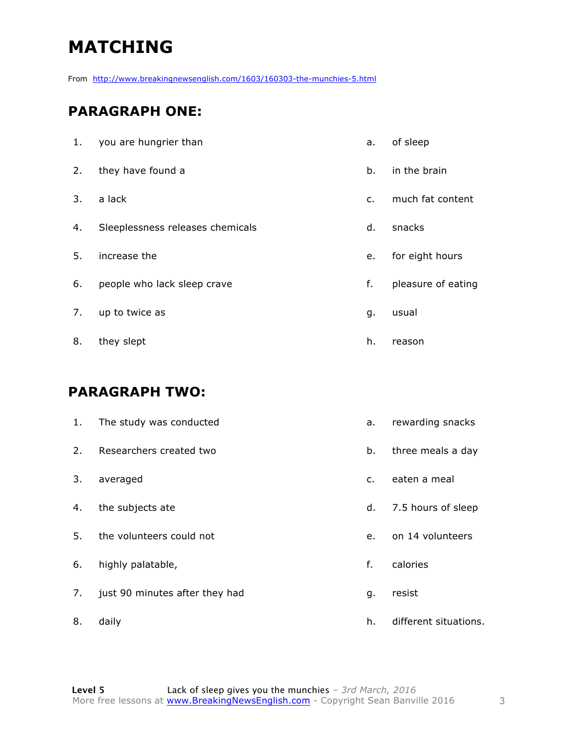# MATCHING

From http://www.breakingnewsenglish.com/1603/160303-the-munchies-5.html

## PARAGRAPH ONE:

| | | | |
|---|---|---|---|
| 1. | you are hungrier than | a. | of sleep |
| 2. | they have found a | b. | in the brain |
| 3. | a lack | c. | much fat content |
| 4. | Sleeplessness releases chemicals | d. | snacks |
| 5. | increase the | e. | for eight hours |
| 6. | people who lack sleep crave | f. | pleasure of eating |
| 7. | up to twice as | g. | usual |
| 8. | they slept | h. | reason |

## PARAGRAPH TWO:

| | | | |
|---|---|---|---|
| 1. | The study was conducted | a. | rewarding snacks |
| 2. | Researchers created two | b. | three meals a day |
| 3. | averaged | c. | eaten a meal |
| 4. | the subjects ate | d. | 7.5 hours of sleep |
| 5. | the volunteers could not | e. | on 14 volunteers |
| 6. | highly palatable, | f. | calories |
| 7. | just 90 minutes after they had | g. | resist |
| 8. | daily | h. | different situations. |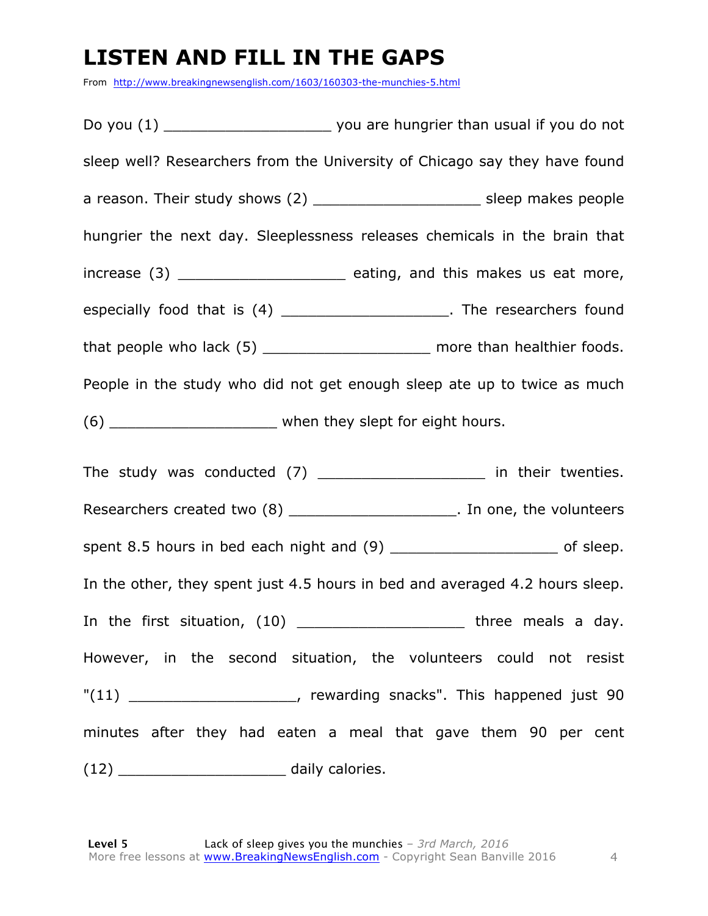# LISTEN AND FILL IN THE GAPS

From http://www.breakingnewsenglish.com/1603/160303-the-munchies-5.html

Do you (1) ___________________ you are hungrier than usual if you do not sleep well? Researchers from the University of Chicago say they have found a reason. Their study shows (2) ___________________ sleep makes people hungrier the next day. Sleeplessness releases chemicals in the brain that increase (3) ___________________ eating, and this makes us eat more, especially food that is (4) ___________________. The researchers found that people who lack (5) ___________________ more than healthier foods. People in the study who did not get enough sleep ate up to twice as much (6) ___________________ when they slept for eight hours.

The study was conducted (7) ___________________ in their twenties. Researchers created two (8) ___________________. In one, the volunteers spent 8.5 hours in bed each night and (9) ___________________ of sleep. In the other, they spent just 4.5 hours in bed and averaged 4.2 hours sleep. In the first situation, (10) ___________________ three meals a day. However, in the second situation, the volunteers could not resist "(11) ___________________, rewarding snacks". This happened just 90 minutes after they had eaten a meal that gave them 90 per cent (12) ___________________ daily calories.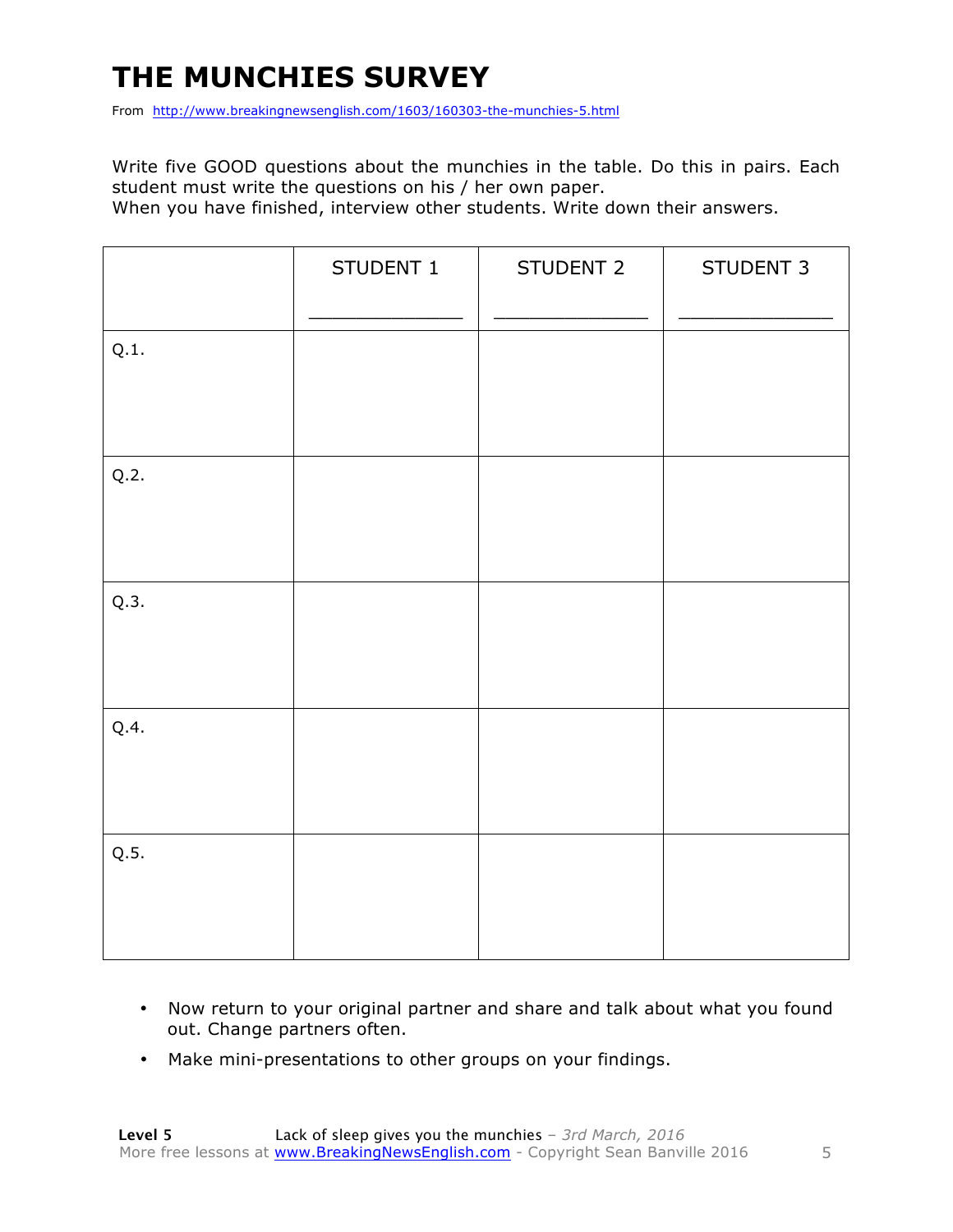# THE MUNCHIES SURVEY

From http://www.breakingnewsenglish.com/1603/160303-the-munchies-5.html

Write five GOOD questions about the munchies in the table. Do this in pairs. Each student must write the questions on his / her own paper.
When you have finished, interview other students. Write down their answers.

| | STUDENT 1<br>_____________ | STUDENT 2<br>_____________ | STUDENT 3<br>_____________ |
|---|---|---|---|
| Q.1. | | | |
| Q.2. | | | |
| Q.3. | | | |
| Q.4. | | | |
| Q.5. | | | |

- Now return to your original partner and share and talk about what you found out. Change partners often.
- Make mini-presentations to other groups on your findings.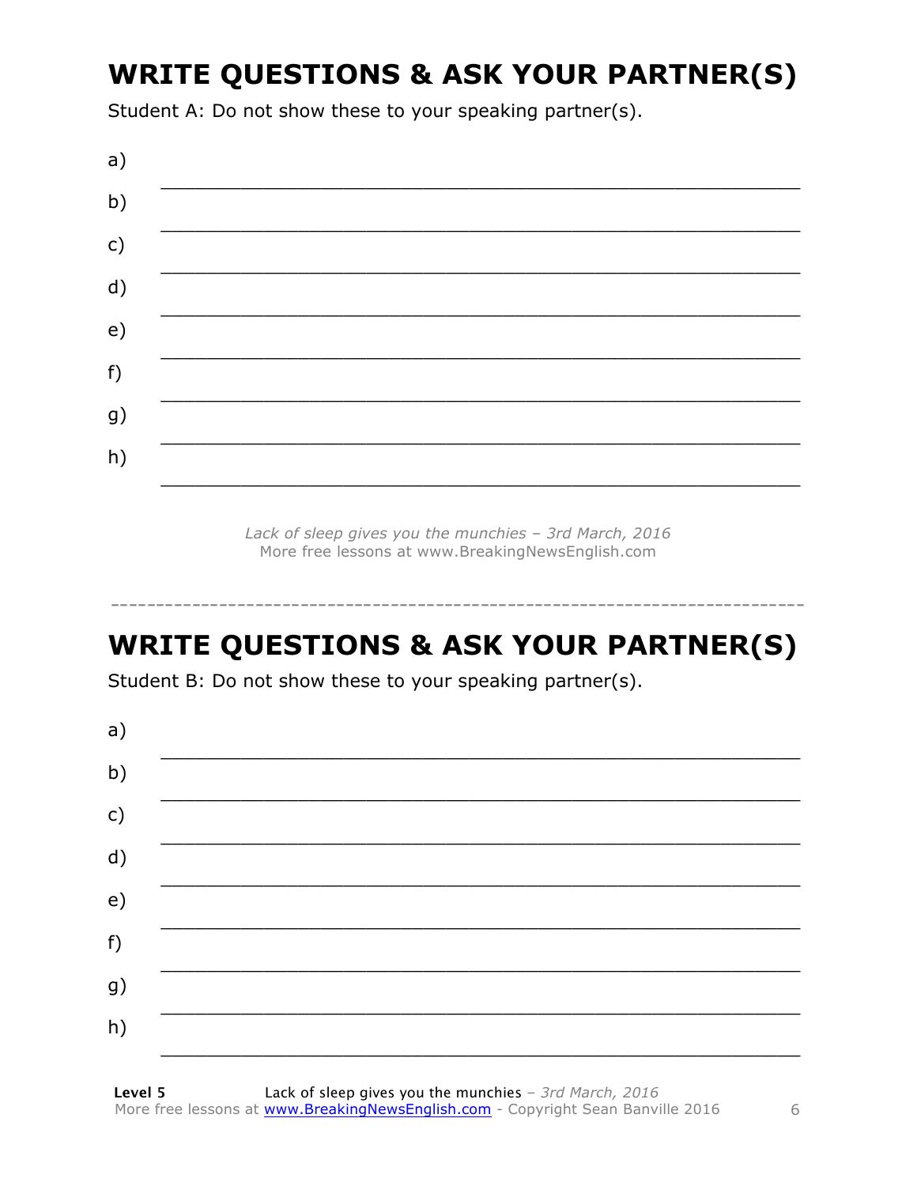## WRITE QUESTIONS & ASK YOUR PARTNER(S)

Student A: Do not show these to your speaking partner(s).

a) ___________________________________________________________

b) ___________________________________________________________

c) ___________________________________________________________

d) ___________________________________________________________

e) ___________________________________________________________

f) ___________________________________________________________

g) ___________________________________________________________

h) ___________________________________________________________

*Lack of sleep gives you the munchies – 3rd March, 2016*
More free lessons at www.BreakingNewsEnglish.com

---

## WRITE QUESTIONS & ASK YOUR PARTNER(S)

Student B: Do not show these to your speaking partner(s).

a) ___________________________________________________________

b) ___________________________________________________________

c) ___________________________________________________________

d) ___________________________________________________________

e) ___________________________________________________________

f) ___________________________________________________________

g) ___________________________________________________________

h) ___________________________________________________________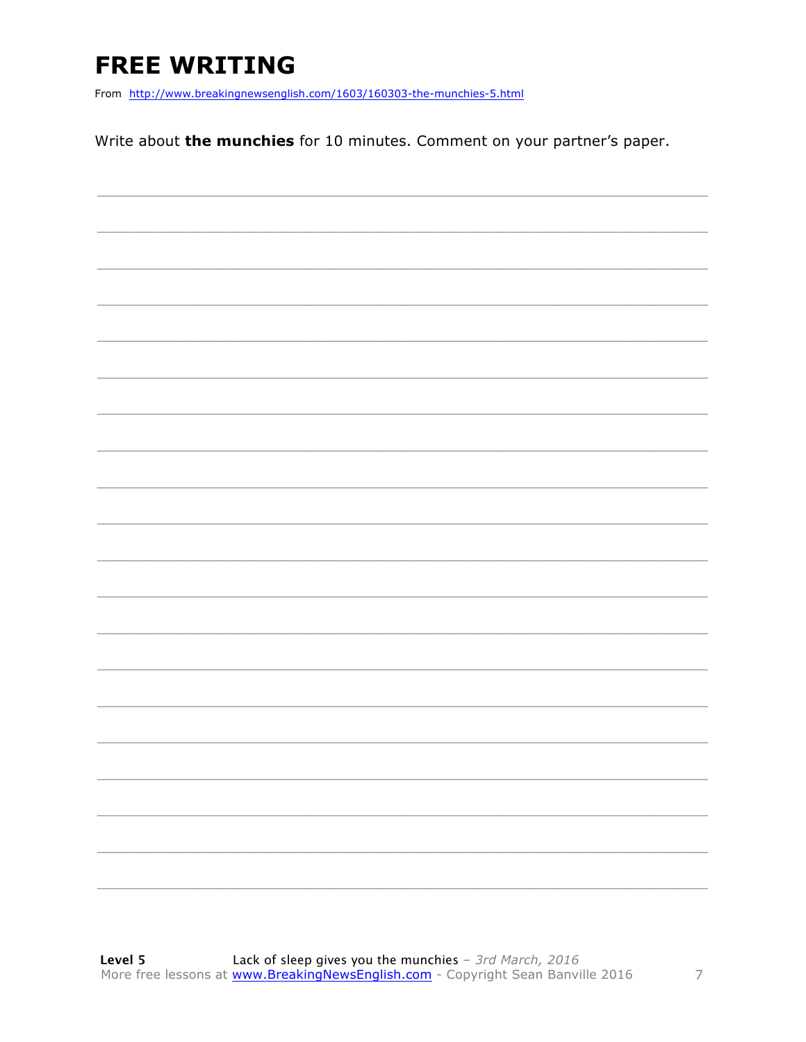# FREE WRITING

From http://www.breakingnewsenglish.com/1603/160303-the-munchies-5.html

Write about **the munchies** for 10 minutes. Comment on your partner's paper.

___________________________________________________________________________

___________________________________________________________________________

___________________________________________________________________________

___________________________________________________________________________

___________________________________________________________________________

___________________________________________________________________________

___________________________________________________________________________

___________________________________________________________________________

___________________________________________________________________________

___________________________________________________________________________

___________________________________________________________________________

___________________________________________________________________________

___________________________________________________________________________

___________________________________________________________________________

___________________________________________________________________________

___________________________________________________________________________

___________________________________________________________________________

___________________________________________________________________________

___________________________________________________________________________

___________________________________________________________________________